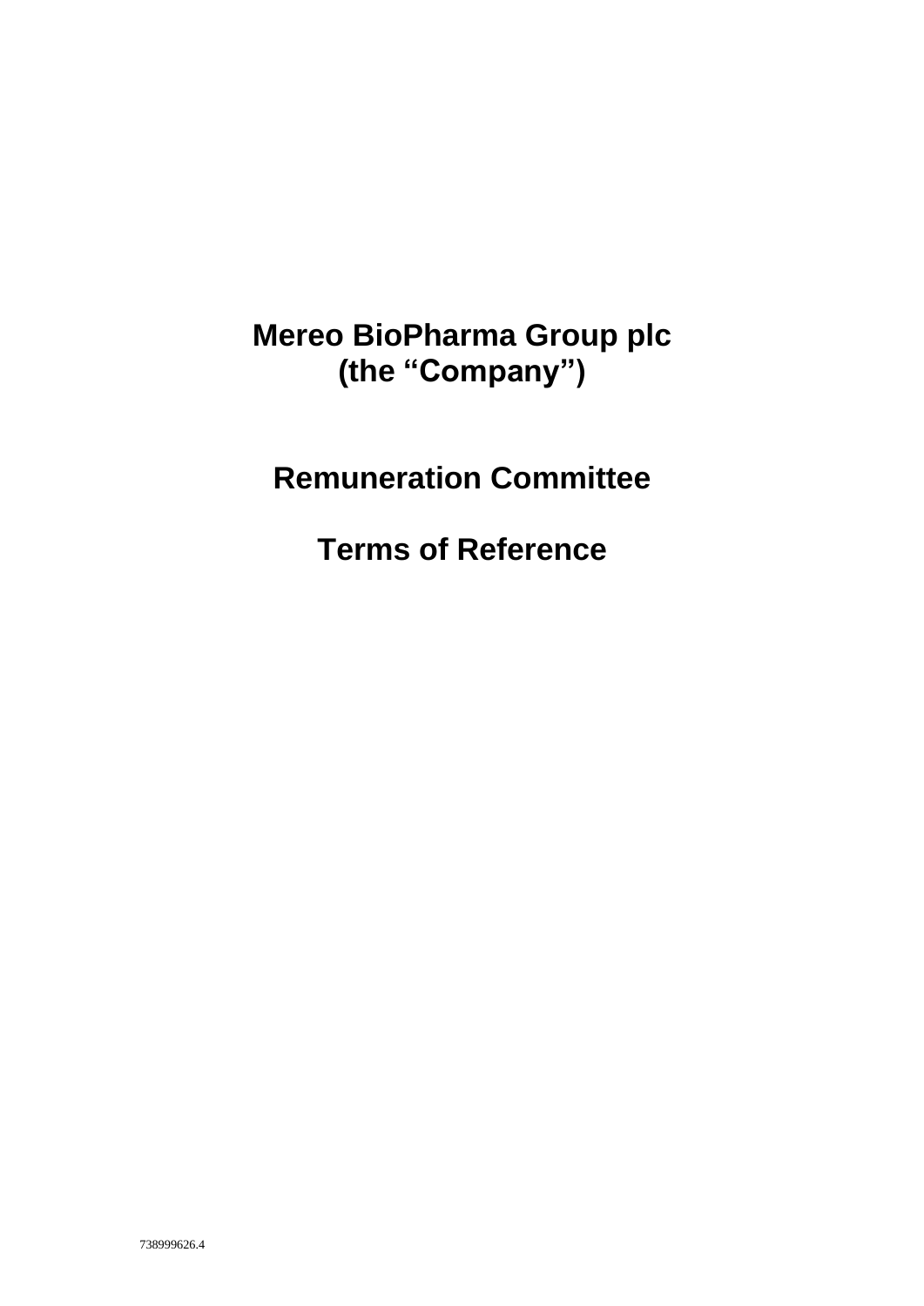# Mereo BioPharma Group plc
# (the "Company")

# Remuneration Committee

# Terms of Reference

738999626.4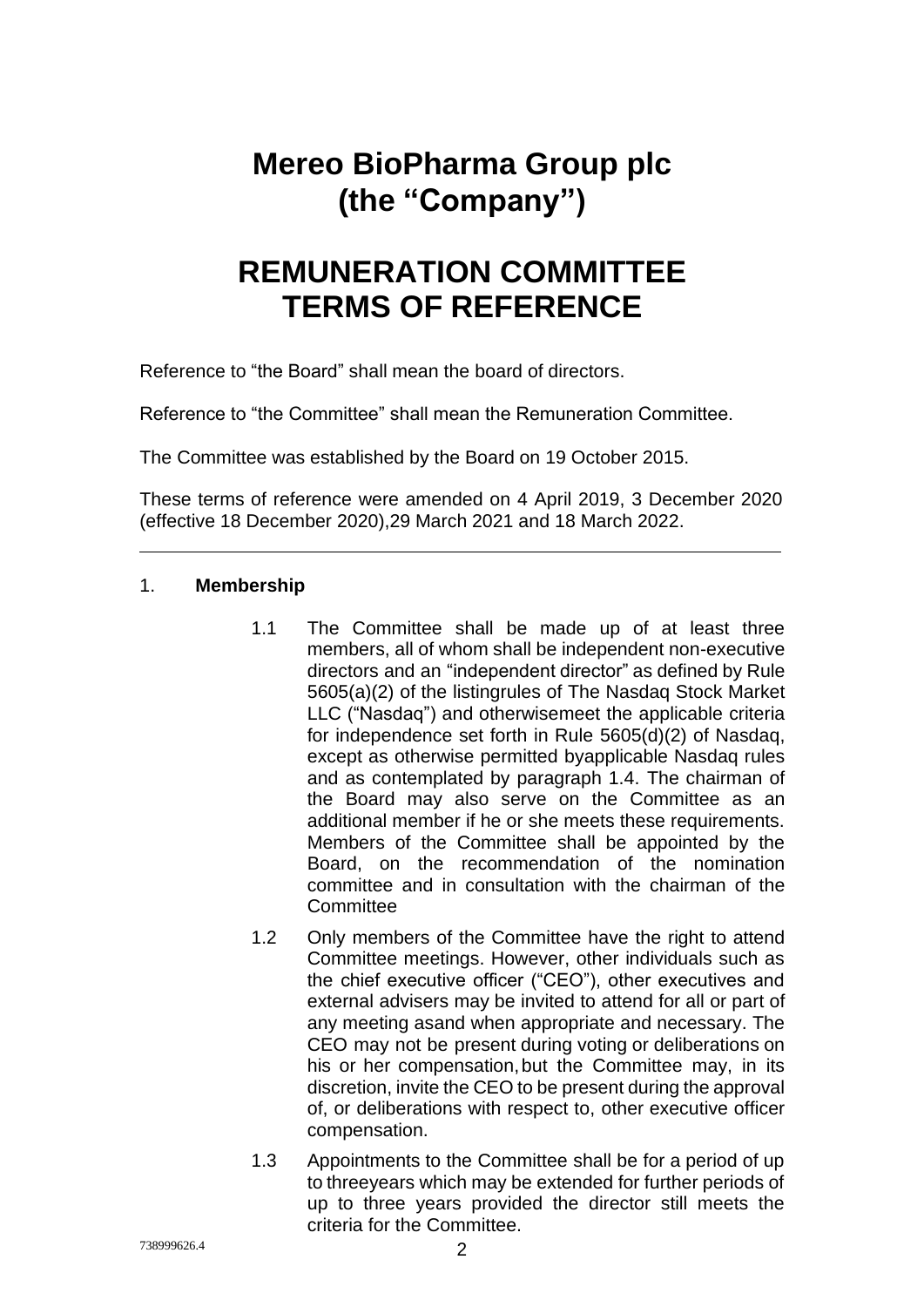# Mereo BioPharma Group plc (the "Company")

# REMUNERATION COMMITTEE TERMS OF REFERENCE

Reference to "the Board" shall mean the board of directors.

Reference to "the Committee" shall mean the Remuneration Committee.

The Committee was established by the Board on 19 October 2015.

These terms of reference were amended on 4 April 2019, 3 December 2020 (effective 18 December 2020),29 March 2021 and 18 March 2022.

---

1. **Membership**

   1.1 The Committee shall be made up of at least three members, all of whom shall be independent non-executive directors and an "independent director" as defined by Rule 5605(a)(2) of the listingrules of The Nasdaq Stock Market LLC ("Nasdaq") and otherwisemeet the applicable criteria for independence set forth in Rule 5605(d)(2) of Nasdaq, except as otherwise permitted byapplicable Nasdaq rules and as contemplated by paragraph 1.4. The chairman of the Board may also serve on the Committee as an additional member if he or she meets these requirements. Members of the Committee shall be appointed by the Board, on the recommendation of the nomination committee and in consultation with the chairman of the Committee

   1.2 Only members of the Committee have the right to attend Committee meetings. However, other individuals such as the chief executive officer ("CEO"), other executives and external advisers may be invited to attend for all or part of any meeting asand when appropriate and necessary. The CEO may not be present during voting or deliberations on his or her compensation, but the Committee may, in its discretion, invite the CEO to be present during the approval of, or deliberations with respect to, other executive officer compensation.

   1.3 Appointments to the Committee shall be for a period of up to threeyears which may be extended for further periods of up to three years provided the director still meets the criteria for the Committee.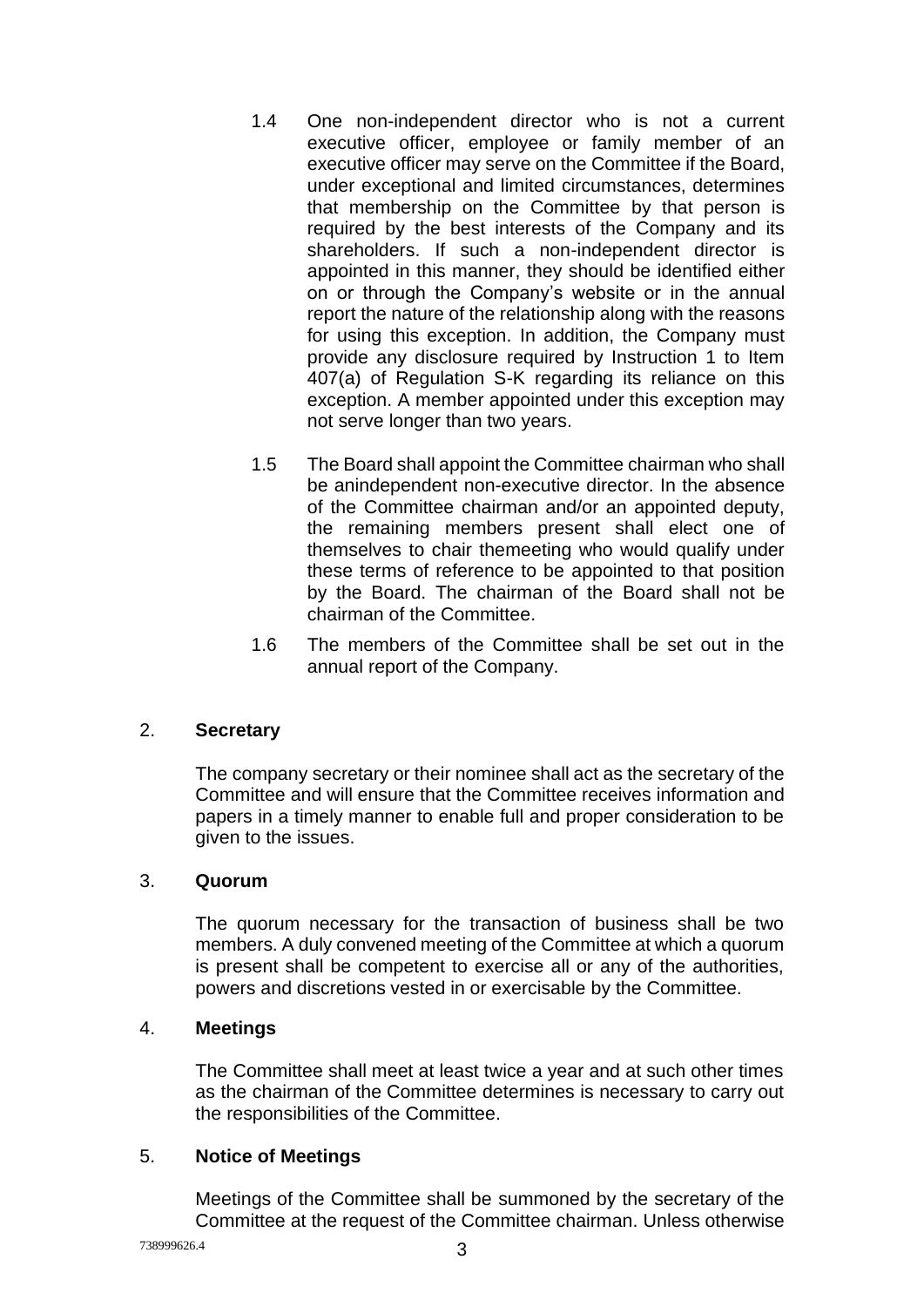1.4 One non-independent director who is not a current executive officer, employee or family member of an executive officer may serve on the Committee if the Board, under exceptional and limited circumstances, determines that membership on the Committee by that person is required by the best interests of the Company and its shareholders. If such a non-independent director is appointed in this manner, they should be identified either on or through the Company's website or in the annual report the nature of the relationship along with the reasons for using this exception. In addition, the Company must provide any disclosure required by Instruction 1 to Item 407(a) of Regulation S-K regarding its reliance on this exception. A member appointed under this exception may not serve longer than two years.

1.5 The Board shall appoint the Committee chairman who shall be anindependent non-executive director. In the absence of the Committee chairman and/or an appointed deputy, the remaining members present shall elect one of themselves to chair themeeting who would qualify under these terms of reference to be appointed to that position by the Board. The chairman of the Board shall not be chairman of the Committee.

1.6 The members of the Committee shall be set out in the annual report of the Company.

## 2. **Secretary**

The company secretary or their nominee shall act as the secretary of the Committee and will ensure that the Committee receives information and papers in a timely manner to enable full and proper consideration to be given to the issues.

## 3. **Quorum**

The quorum necessary for the transaction of business shall be two members. A duly convened meeting of the Committee at which a quorum is present shall be competent to exercise all or any of the authorities, powers and discretions vested in or exercisable by the Committee.

## 4. **Meetings**

The Committee shall meet at least twice a year and at such other times as the chairman of the Committee determines is necessary to carry out the responsibilities of the Committee.

## 5. **Notice of Meetings**

Meetings of the Committee shall be summoned by the secretary of the Committee at the request of the Committee chairman. Unless otherwise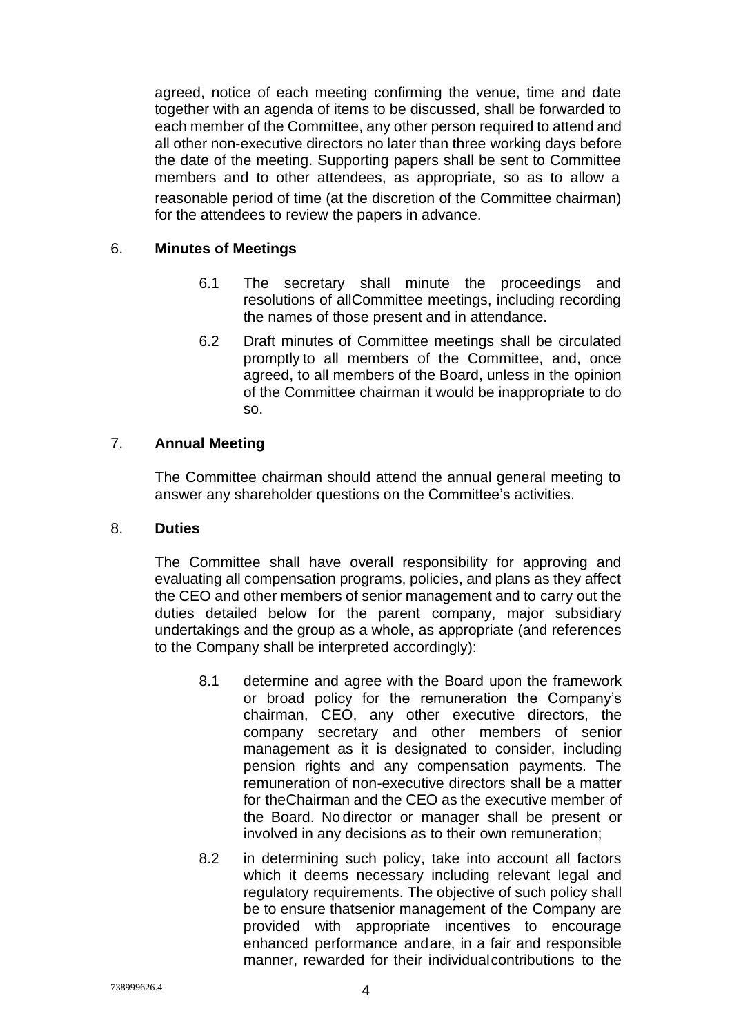agreed, notice of each meeting confirming the venue, time and date together with an agenda of items to be discussed, shall be forwarded to each member of the Committee, any other person required to attend and all other non-executive directors no later than three working days before the date of the meeting. Supporting papers shall be sent to Committee members and to other attendees, as appropriate, so as to allow a reasonable period of time (at the discretion of the Committee chairman) for the attendees to review the papers in advance.

## 6. **Minutes of Meetings**

6.1 The secretary shall minute the proceedings and resolutions of allCommittee meetings, including recording the names of those present and in attendance.

6.2 Draft minutes of Committee meetings shall be circulated promptly to all members of the Committee, and, once agreed, to all members of the Board, unless in the opinion of the Committee chairman it would be inappropriate to do so.

## 7. **Annual Meeting**

The Committee chairman should attend the annual general meeting to answer any shareholder questions on the Committee's activities.

## 8. **Duties**

The Committee shall have overall responsibility for approving and evaluating all compensation programs, policies, and plans as they affect the CEO and other members of senior management and to carry out the duties detailed below for the parent company, major subsidiary undertakings and the group as a whole, as appropriate (and references to the Company shall be interpreted accordingly):

8.1 determine and agree with the Board upon the framework or broad policy for the remuneration the Company's chairman, CEO, any other executive directors, the company secretary and other members of senior management as it is designated to consider, including pension rights and any compensation payments. The remuneration of non-executive directors shall be a matter for theChairman and the CEO as the executive member of the Board. No director or manager shall be present or involved in any decisions as to their own remuneration;

8.2 in determining such policy, take into account all factors which it deems necessary including relevant legal and regulatory requirements. The objective of such policy shall be to ensure thatsenior management of the Company are provided with appropriate incentives to encourage enhanced performance andare, in a fair and responsible manner, rewarded for their individualcontributions to the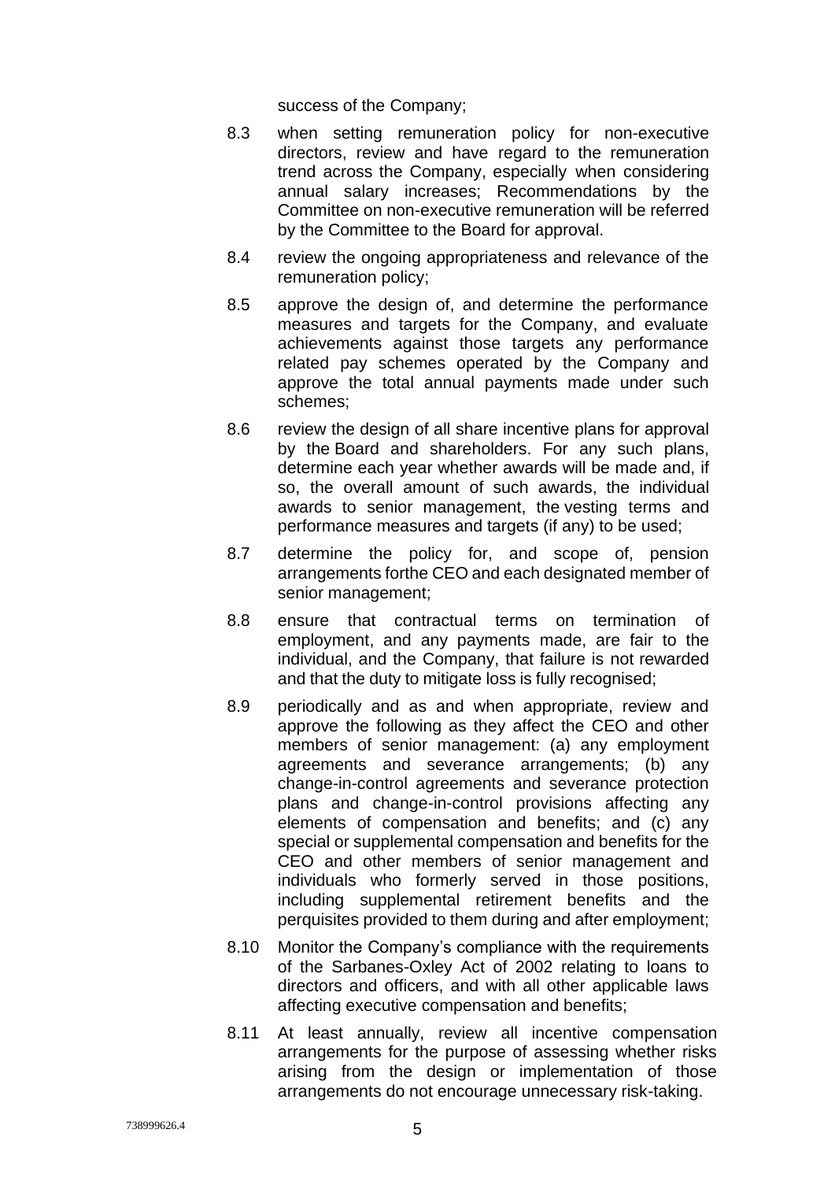success of the Company;

8.3 when setting remuneration policy for non-executive directors, review and have regard to the remuneration trend across the Company, especially when considering annual salary increases; Recommendations by the Committee on non-executive remuneration will be referred by the Committee to the Board for approval.

8.4 review the ongoing appropriateness and relevance of the remuneration policy;

8.5 approve the design of, and determine the performance measures and targets for the Company, and evaluate achievements against those targets any performance related pay schemes operated by the Company and approve the total annual payments made under such schemes;

8.6 review the design of all share incentive plans for approval by the Board and shareholders. For any such plans, determine each year whether awards will be made and, if so, the overall amount of such awards, the individual awards to senior management, the vesting terms and performance measures and targets (if any) to be used;

8.7 determine the policy for, and scope of, pension arrangements forthe CEO and each designated member of senior management;

8.8 ensure that contractual terms on termination of employment, and any payments made, are fair to the individual, and the Company, that failure is not rewarded and that the duty to mitigate loss is fully recognised;

8.9 periodically and as and when appropriate, review and approve the following as they affect the CEO and other members of senior management: (a) any employment agreements and severance arrangements; (b) any change-in-control agreements and severance protection plans and change-in-control provisions affecting any elements of compensation and benefits; and (c) any special or supplemental compensation and benefits for the CEO and other members of senior management and individuals who formerly served in those positions, including supplemental retirement benefits and the perquisites provided to them during and after employment;

8.10 Monitor the Company's compliance with the requirements of the Sarbanes-Oxley Act of 2002 relating to loans to directors and officers, and with all other applicable laws affecting executive compensation and benefits;

8.11 At least annually, review all incentive compensation arrangements for the purpose of assessing whether risks arising from the design or implementation of those arrangements do not encourage unnecessary risk-taking.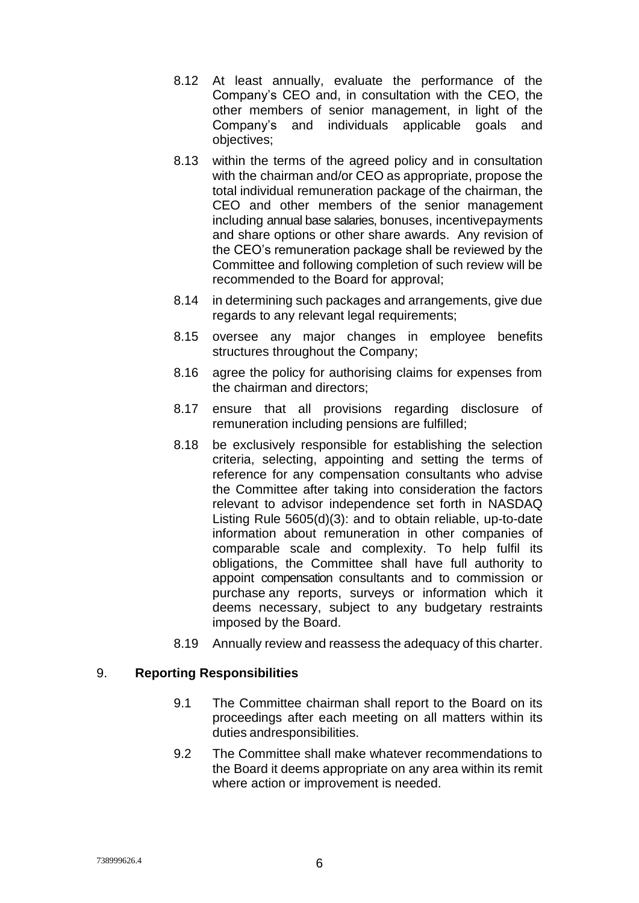8.12 At least annually, evaluate the performance of the Company's CEO and, in consultation with the CEO, the other members of senior management, in light of the Company's and individuals applicable goals and objectives;

8.13 within the terms of the agreed policy and in consultation with the chairman and/or CEO as appropriate, propose the total individual remuneration package of the chairman, the CEO and other members of the senior management including annual base salaries, bonuses, incentivepayments and share options or other share awards. Any revision of the CEO's remuneration package shall be reviewed by the Committee and following completion of such review will be recommended to the Board for approval;

8.14 in determining such packages and arrangements, give due regards to any relevant legal requirements;

8.15 oversee any major changes in employee benefits structures throughout the Company;

8.16 agree the policy for authorising claims for expenses from the chairman and directors;

8.17 ensure that all provisions regarding disclosure of remuneration including pensions are fulfilled;

8.18 be exclusively responsible for establishing the selection criteria, selecting, appointing and setting the terms of reference for any compensation consultants who advise the Committee after taking into consideration the factors relevant to advisor independence set forth in NASDAQ Listing Rule 5605(d)(3): and to obtain reliable, up-to-date information about remuneration in other companies of comparable scale and complexity. To help fulfil its obligations, the Committee shall have full authority to appoint compensation consultants and to commission or purchase any reports, surveys or information which it deems necessary, subject to any budgetary restraints imposed by the Board.

8.19 Annually review and reassess the adequacy of this charter.

## 9. **Reporting Responsibilities**

9.1 The Committee chairman shall report to the Board on its proceedings after each meeting on all matters within its duties andresponsibilities.

9.2 The Committee shall make whatever recommendations to the Board it deems appropriate on any area within its remit where action or improvement is needed.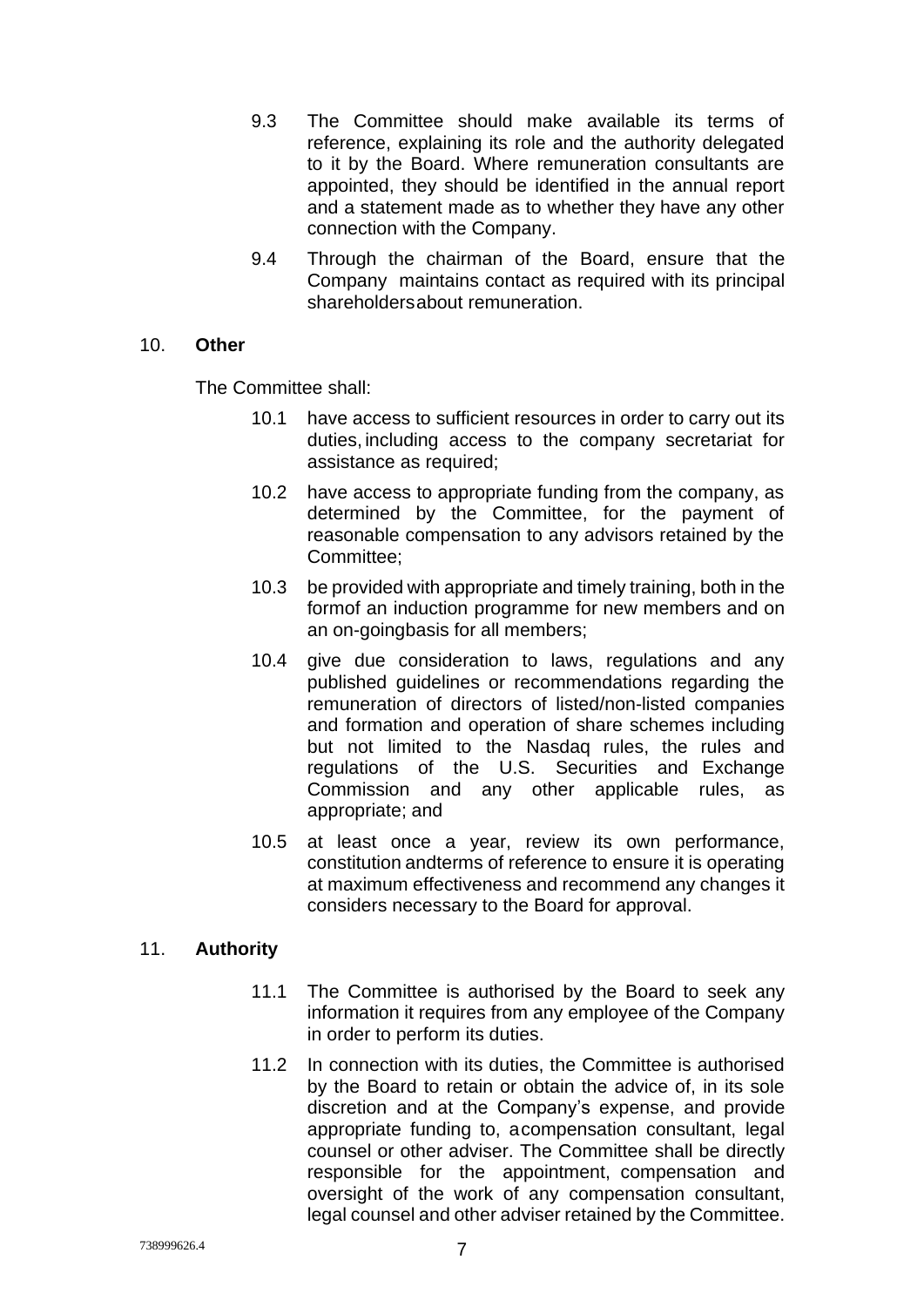9.3 The Committee should make available its terms of reference, explaining its role and the authority delegated to it by the Board. Where remuneration consultants are appointed, they should be identified in the annual report and a statement made as to whether they have any other connection with the Company.

9.4 Through the chairman of the Board, ensure that the Company maintains contact as required with its principal shareholdersabout remuneration.

10. **Other**

The Committee shall:

10.1 have access to sufficient resources in order to carry out its duties, including access to the company secretariat for assistance as required;

10.2 have access to appropriate funding from the company, as determined by the Committee, for the payment of reasonable compensation to any advisors retained by the Committee;

10.3 be provided with appropriate and timely training, both in the formof an induction programme for new members and on an on-goingbasis for all members;

10.4 give due consideration to laws, regulations and any published guidelines or recommendations regarding the remuneration of directors of listed/non-listed companies and formation and operation of share schemes including but not limited to the Nasdaq rules, the rules and regulations of the U.S. Securities and Exchange Commission and any other applicable rules, as appropriate; and

10.5 at least once a year, review its own performance, constitution andterms of reference to ensure it is operating at maximum effectiveness and recommend any changes it considers necessary to the Board for approval.

11. **Authority**

11.1 The Committee is authorised by the Board to seek any information it requires from any employee of the Company in order to perform its duties.

11.2 In connection with its duties, the Committee is authorised by the Board to retain or obtain the advice of, in its sole discretion and at the Company's expense, and provide appropriate funding to, acompensation consultant, legal counsel or other adviser. The Committee shall be directly responsible for the appointment, compensation and oversight of the work of any compensation consultant, legal counsel and other adviser retained by the Committee.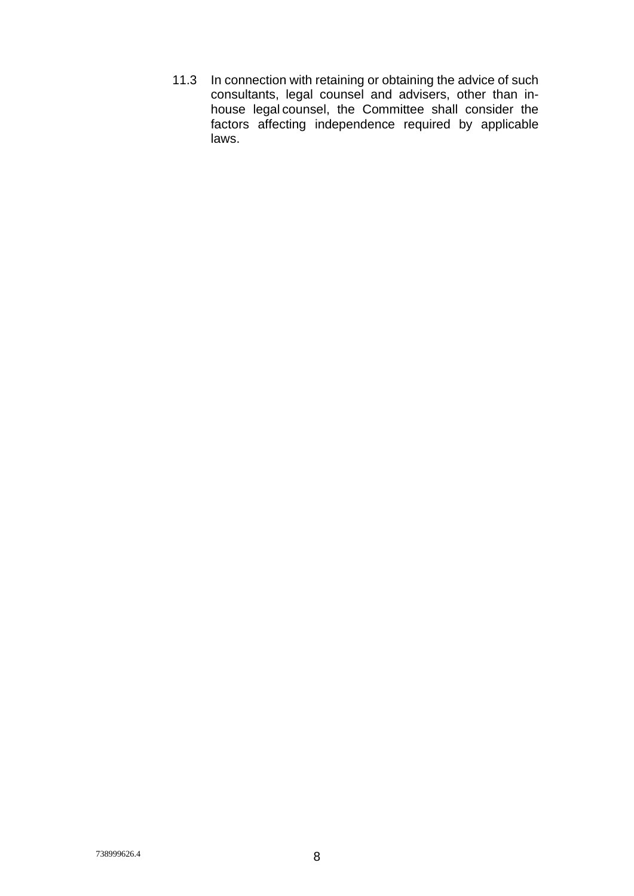11.3 In connection with retaining or obtaining the advice of such consultants, legal counsel and advisers, other than in-house legal counsel, the Committee shall consider the factors affecting independence required by applicable laws.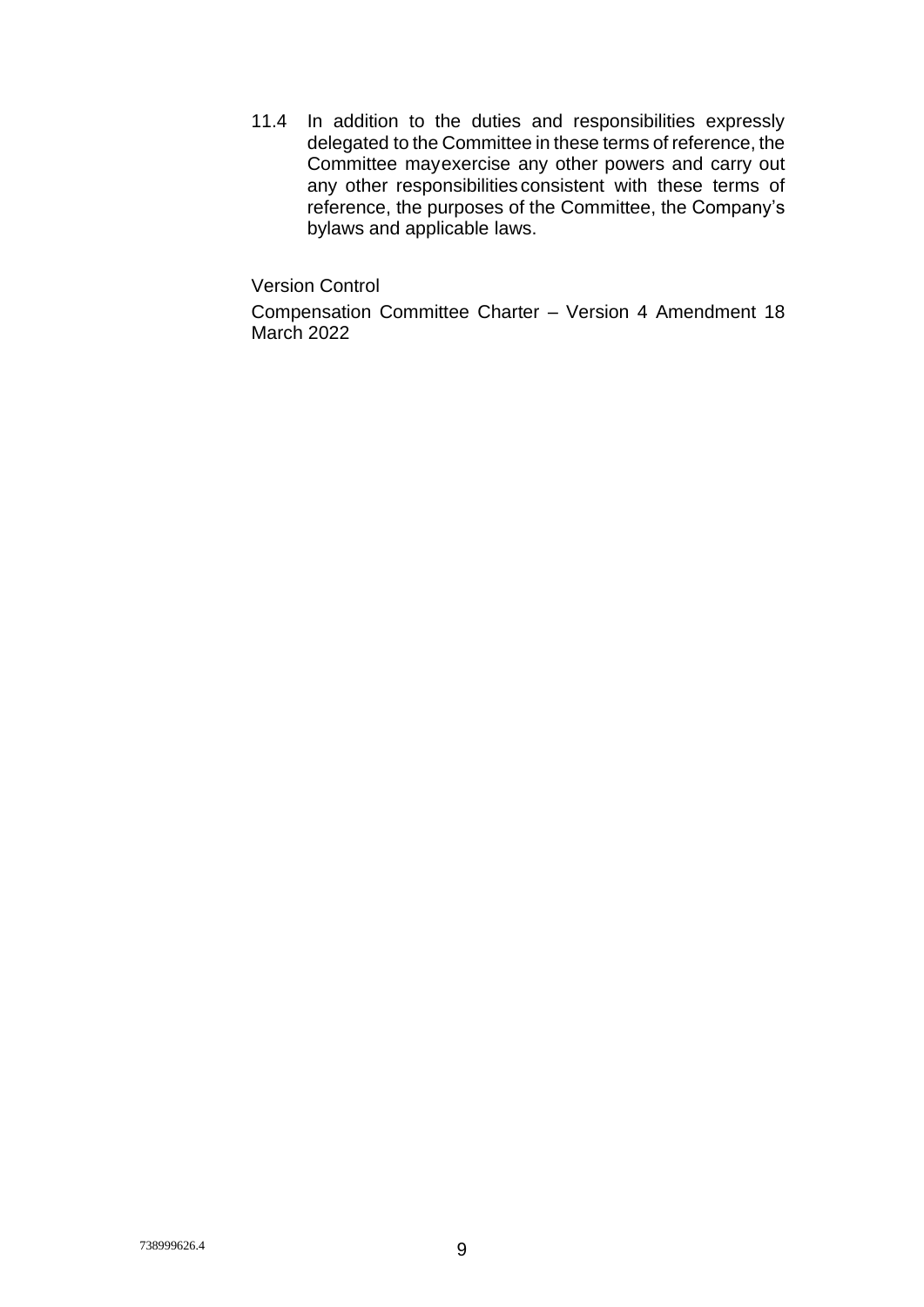11.4 In addition to the duties and responsibilities expressly delegated to the Committee in these terms of reference, the Committee may exercise any other powers and carry out any other responsibilities consistent with these terms of reference, the purposes of the Committee, the Company's bylaws and applicable laws.

Version Control

Compensation Committee Charter – Version 4 Amendment 18 March 2022

738999626.4